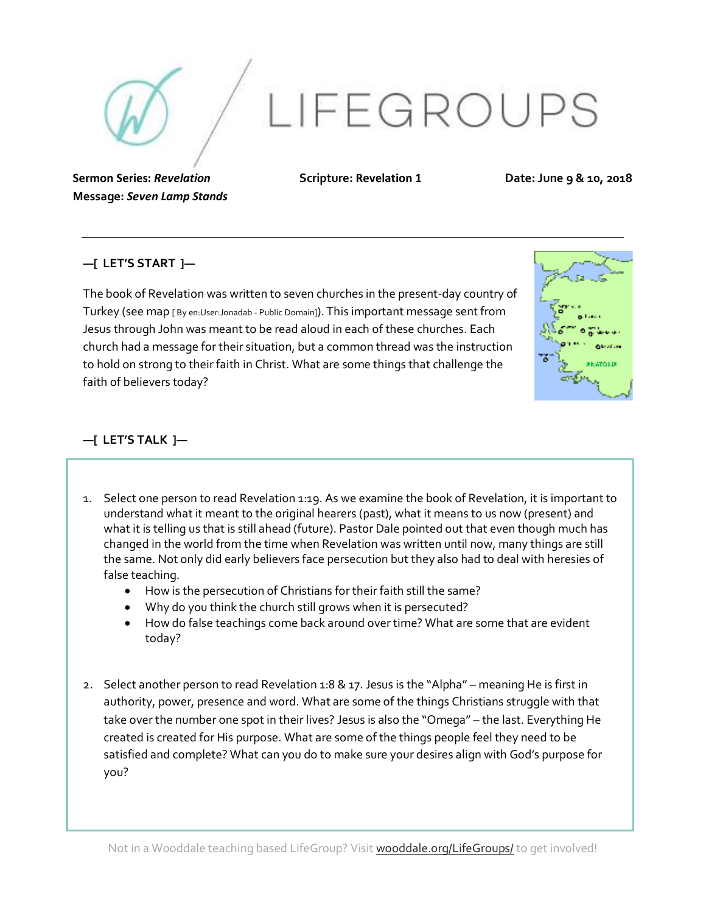# LIFEGROUPS

**Sermon Series:** ***Revelation***
**Message:** ***Seven Lamp Stands***

**Scripture: Revelation 1**

**Date: June 9 & 10, 2018**

---

## —[ LET'S START ]—

The book of Revelation was written to seven churches in the present-day country of Turkey (see map [ By en:User:Jonadab - Public Domain]). This important message sent from Jesus through John was meant to be read aloud in each of these churches. Each church had a message for their situation, but a common thread was the instruction to hold on strong to their faith in Christ. What are some things that challenge the faith of believers today?

## —[ LET'S TALK ]—

1. Select one person to read Revelation 1:19. As we examine the book of Revelation, it is important to understand what it meant to the original hearers (past), what it means to us now (present) and what it is telling us that is still ahead (future). Pastor Dale pointed out that even though much has changed in the world from the time when Revelation was written until now, many things are still the same. Not only did early believers face persecution but they also had to deal with heresies of false teaching.
   - How is the persecution of Christians for their faith still the same?
   - Why do you think the church still grows when it is persecuted?
   - How do false teachings come back around over time? What are some that are evident today?

2. Select another person to read Revelation 1:8 & 17. Jesus is the "Alpha" – meaning He is first in authority, power, presence and word. What are some of the things Christians struggle with that take over the number one spot in their lives? Jesus is also the "Omega" – the last. Everything He created is created for His purpose. What are some of the things people feel they need to be satisfied and complete? What can you do to make sure your desires align with God's purpose for you?

Not in a Wooddale teaching based LifeGroup? Visit wooddale.org/LifeGroups/ to get involved!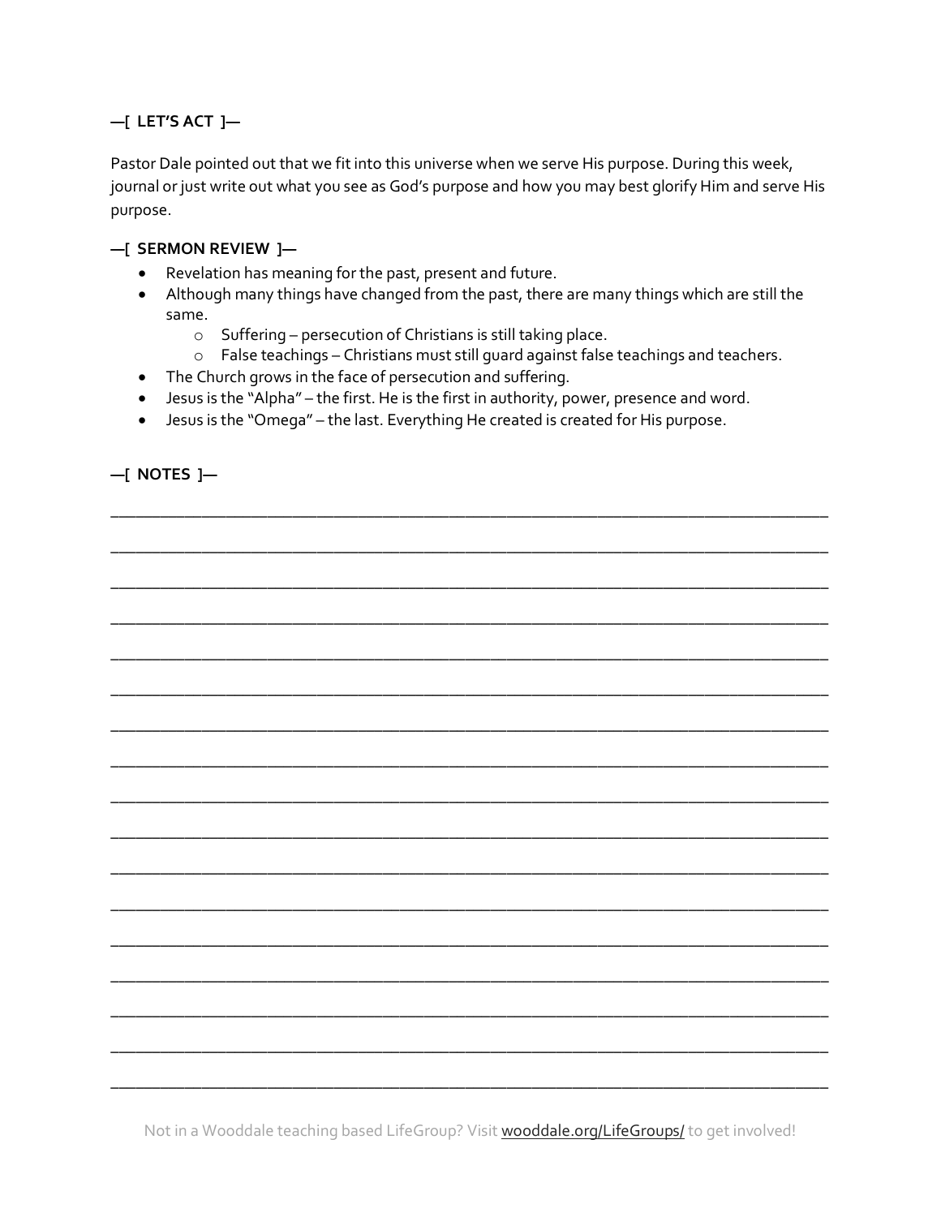**—[ LET'S ACT ]—**

Pastor Dale pointed out that we fit into this universe when we serve His purpose. During this week, journal or just write out what you see as God's purpose and how you may best glorify Him and serve His purpose.

**—[ SERMON REVIEW ]—**

- Revelation has meaning for the past, present and future.
- Although many things have changed from the past, there are many things which are still the same.
  - Suffering – persecution of Christians is still taking place.
  - False teachings – Christians must still guard against false teachings and teachers.
- The Church grows in the face of persecution and suffering.
- Jesus is the "Alpha" – the first. He is the first in authority, power, presence and word.
- Jesus is the "Omega" – the last. Everything He created is created for His purpose.

**—[ NOTES ]—**

______________________________________________________________________________

______________________________________________________________________________

______________________________________________________________________________

______________________________________________________________________________

______________________________________________________________________________

______________________________________________________________________________

______________________________________________________________________________

______________________________________________________________________________

______________________________________________________________________________

______________________________________________________________________________

______________________________________________________________________________

______________________________________________________________________________

______________________________________________________________________________

______________________________________________________________________________

______________________________________________________________________________

______________________________________________________________________________

______________________________________________________________________________

Not in a Wooddale teaching based LifeGroup? Visit wooddale.org/LifeGroups/ to get involved!